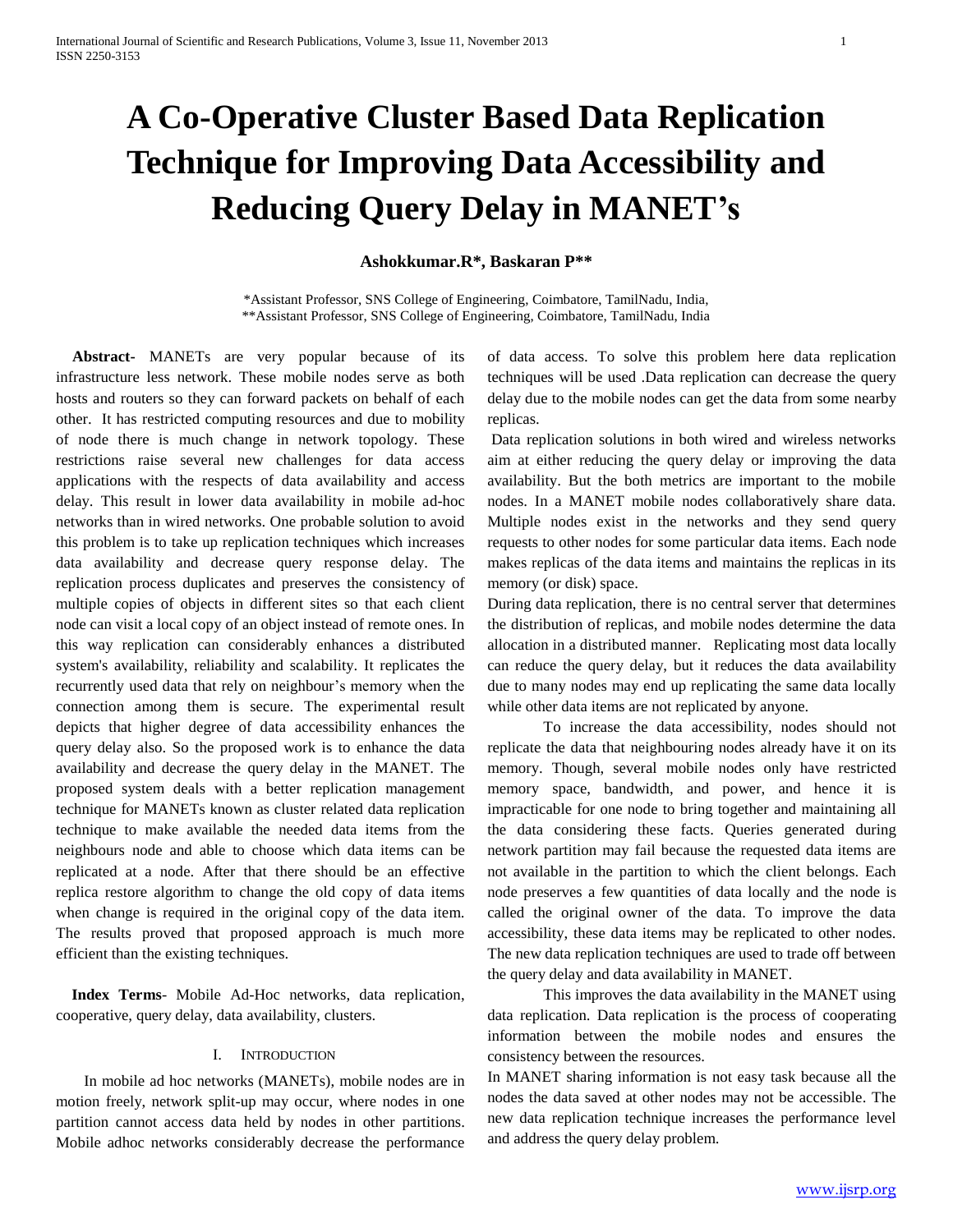# A Co-Operative Cluster Based Data Replication Technique for Improving Data Accessibility and Reducing Query Delay in MANET's

**Ashokkumar.R\*, Baskaran P\*\***

\*Assistant Professor, SNS College of Engineering, Coimbatore, TamilNadu, India,
\*\*Assistant Professor, SNS College of Engineering, Coimbatore, TamilNadu, India

**Abstract-** MANETs are very popular because of its infrastructure less network. These mobile nodes serve as both hosts and routers so they can forward packets on behalf of each other. It has restricted computing resources and due to mobility of node there is much change in network topology. These restrictions raise several new challenges for data access applications with the respects of data availability and access delay. This result in lower data availability in mobile ad-hoc networks than in wired networks. One probable solution to avoid this problem is to take up replication techniques which increases data availability and decrease query response delay. The replication process duplicates and preserves the consistency of multiple copies of objects in different sites so that each client node can visit a local copy of an object instead of remote ones. In this way replication can considerably enhances a distributed system's availability, reliability and scalability. It replicates the recurrently used data that rely on neighbour's memory when the connection among them is secure. The experimental result depicts that higher degree of data accessibility enhances the query delay also. So the proposed work is to enhance the data availability and decrease the query delay in the MANET. The proposed system deals with a better replication management technique for MANETs known as cluster related data replication technique to make available the needed data items from the neighbours node and able to choose which data items can be replicated at a node. After that there should be an effective replica restore algorithm to change the old copy of data items when change is required in the original copy of the data item. The results proved that proposed approach is much more efficient than the existing techniques.

**Index Terms**- Mobile Ad-Hoc networks, data replication, cooperative, query delay, data availability, clusters.

## I. Introduction

In mobile ad hoc networks (MANETs), mobile nodes are in motion freely, network split-up may occur, where nodes in one partition cannot access data held by nodes in other partitions. Mobile adhoc networks considerably decrease the performance of data access. To solve this problem here data replication techniques will be used .Data replication can decrease the query delay due to the mobile nodes can get the data from some nearby replicas.

Data replication solutions in both wired and wireless networks aim at either reducing the query delay or improving the data availability. But the both metrics are important to the mobile nodes. In a MANET mobile nodes collaboratively share data. Multiple nodes exist in the networks and they send query requests to other nodes for some particular data items. Each node makes replicas of the data items and maintains the replicas in its memory (or disk) space.

During data replication, there is no central server that determines the distribution of replicas, and mobile nodes determine the data allocation in a distributed manner. Replicating most data locally can reduce the query delay, but it reduces the data availability due to many nodes may end up replicating the same data locally while other data items are not replicated by anyone.

To increase the data accessibility, nodes should not replicate the data that neighbouring nodes already have it on its memory. Though, several mobile nodes only have restricted memory space, bandwidth, and power, and hence it is impracticable for one node to bring together and maintaining all the data considering these facts. Queries generated during network partition may fail because the requested data items are not available in the partition to which the client belongs. Each node preserves a few quantities of data locally and the node is called the original owner of the data. To improve the data accessibility, these data items may be replicated to other nodes. The new data replication techniques are used to trade off between the query delay and data availability in MANET.

This improves the data availability in the MANET using data replication. Data replication is the process of cooperating information between the mobile nodes and ensures the consistency between the resources.

In MANET sharing information is not easy task because all the nodes the data saved at other nodes may not be accessible. The new data replication technique increases the performance level and address the query delay problem.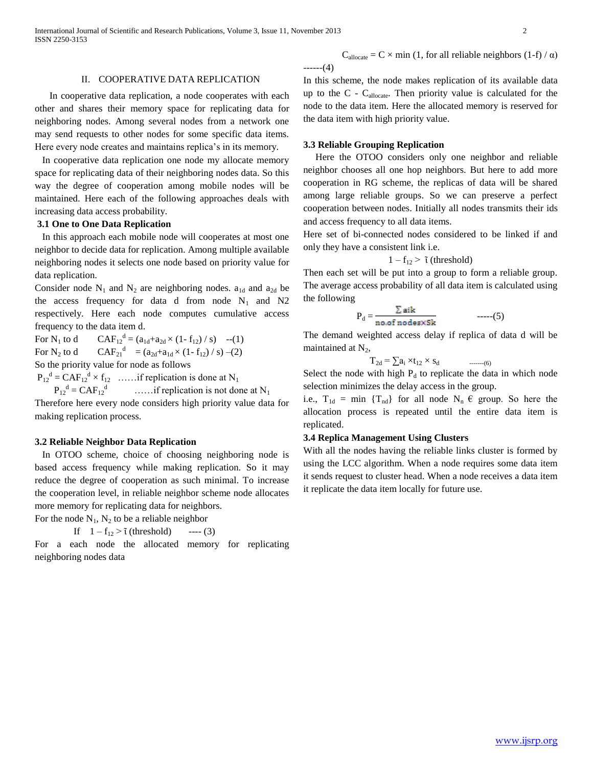## II. COOPERATIVE DATA REPLICATION

In cooperative data replication, a node cooperates with each other and shares their memory space for replicating data for neighboring nodes. Among several nodes from a network one may send requests to other nodes for some specific data items. Here every node creates and maintains replica's in its memory.

In cooperative data replication one node my allocate memory space for replicating data of their neighboring nodes data. So this way the degree of cooperation among mobile nodes will be maintained. Here each of the following approaches deals with increasing data access probability.

### 3.1 One to One Data Replication

In this approach each mobile node will cooperates at most one neighbor to decide data for replication. Among multiple available neighboring nodes it selects one node based on priority value for data replication.

Consider node $N_1$ and $N_2$ are neighboring nodes. $a_{1d}$ and $a_{2d}$ be the access frequency for data d from node $N_1$ and N2 respectively. Here each node computes cumulative access frequency to the data item d.

For $N_1$ to d $\quad CAF_{12}^{d} = (a_{1d}+a_{2d} \times (1- f_{12}) / s)$ --(1)

For $N_2$ to d $\quad CAF_{21}^{d} = (a_{2d}+a_{1d} \times (1- f_{12}) / s)$ –(2)

So the priority value for node as follows

$P_{12}^{d} = CAF_{12}^{d} \times f_{12}$ ……if replication is done at $N_1$

$P_{12}^{d} = CAF_{12}^{d}$ ……if replication is not done at $N_1$

Therefore here every node considers high priority value data for making replication process.

### 3.2 Reliable Neighbor Data Replication

In OTOO scheme, choice of choosing neighboring node is based access frequency while making replication. So it may reduce the degree of cooperation as such minimal. To increase the cooperation level, in reliable neighbor scheme node allocates more memory for replicating data for neighbors.

For the node $N_1$, $N_2$ to be a reliable neighbor

If $1 – f_{12} > \tilde{\imath}$ (threshold) ---- (3)

For a each node the allocated memory for replicating neighboring nodes data

$C_{allocate} = C \times \min$ (1, for all reliable neighbors $(1-f) / \alpha$) ------(4)

In this scheme, the node makes replication of its available data up to the C - $C_{allocate}$. Then priority value is calculated for the node to the data item. Here the allocated memory is reserved for the data item with high priority value.

### 3.3 Reliable Grouping Replication

Here the OTOO considers only one neighbor and reliable neighbor chooses all one hop neighbors. But here to add more cooperation in RG scheme, the replicas of data will be shared among large reliable groups. So we can preserve a perfect cooperation between nodes. Initially all nodes transmits their ids and access frequency to all data items.

Here set of bi-connected nodes considered to be linked if and only they have a consistent link i.e.

$1 – f_{12} > \tilde{\imath}$ (threshold)

Then each set will be put into a group to form a reliable group. The average access probability of all data item is calculated using the following

$$P_d = \frac{\sum aik}{\text{no.of nodes} \times Sk} \quad \text{-----(5)}$$

The demand weighted access delay if replica of data d will be maintained at $N_2$,

$$T_{2d} = \sum a_i \times t_{12} \times s_d \quad \text{-------(6)}$$

Select the node with high $P_d$ to replicate the data in which node selection minimizes the delay access in the group.

i.e., $T_{1d} = \min \{T_{nd}\}$ for all node $N_n$ € group. So here the allocation process is repeated until the entire data item is replicated.

### 3.4 Replica Management Using Clusters

With all the nodes having the reliable links cluster is formed by using the LCC algorithm. When a node requires some data item it sends request to cluster head. When a node receives a data item it replicate the data item locally for future use.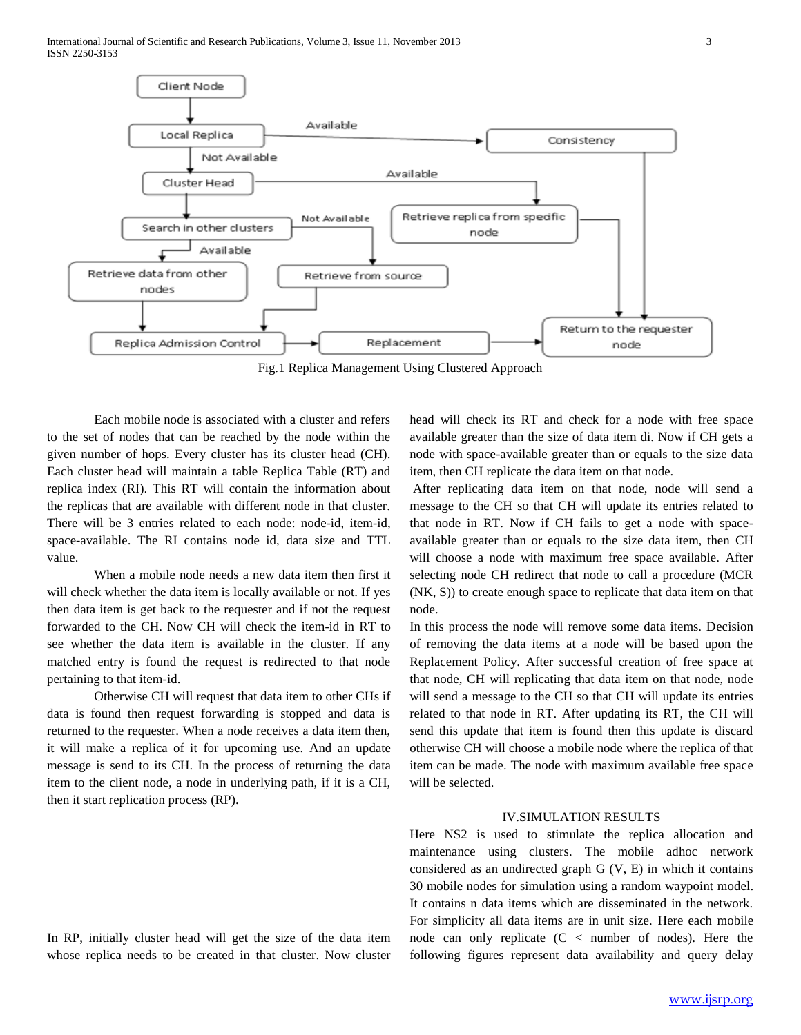Fig.1 Replica Management Using Clustered Approach

Each mobile node is associated with a cluster and refers to the set of nodes that can be reached by the node within the given number of hops. Every cluster has its cluster head (CH). Each cluster head will maintain a table Replica Table (RT) and replica index (RI). This RT will contain the information about the replicas that are available with different node in that cluster. There will be 3 entries related to each node: node-id, item-id, space-available. The RI contains node id, data size and TTL value.

When a mobile node needs a new data item then first it will check whether the data item is locally available or not. If yes then data item is get back to the requester and if not the request forwarded to the CH. Now CH will check the item-id in RT to see whether the data item is available in the cluster. If any matched entry is found the request is redirected to that node pertaining to that item-id.

Otherwise CH will request that data item to other CHs if data is found then request forwarding is stopped and data is returned to the requester. When a node receives a data item then, it will make a replica of it for upcoming use. And an update message is send to its CH. In the process of returning the data item to the client node, a node in underlying path, if it is a CH, then it start replication process (RP).

In RP, initially cluster head will get the size of the data item whose replica needs to be created in that cluster. Now cluster head will check its RT and check for a node with free space available greater than the size of data item di. Now if CH gets a node with space-available greater than or equals to the size data item, then CH replicate the data item on that node.

After replicating data item on that node, node will send a message to the CH so that CH will update its entries related to that node in RT. Now if CH fails to get a node with space-available greater than or equals to the size data item, then CH will choose a node with maximum free space available. After selecting node CH redirect that node to call a procedure (MCR (NK, S)) to create enough space to replicate that data item on that node.

In this process the node will remove some data items. Decision of removing the data items at a node will be based upon the Replacement Policy. After successful creation of free space at that node, CH will replicating that data item on that node, node will send a message to the CH so that CH will update its entries related to that node in RT. After updating its RT, the CH will send this update that item is found then this update is discard otherwise CH will choose a mobile node where the replica of that item can be made. The node with maximum available free space will be selected.

## IV.SIMULATION RESULTS

Here NS2 is used to stimulate the replica allocation and maintenance using clusters. The mobile adhoc network considered as an undirected graph G (V, E) in which it contains 30 mobile nodes for simulation using a random waypoint model. It contains n data items which are disseminated in the network. For simplicity all data items are in unit size. Here each mobile node can only replicate (C < number of nodes). Here the following figures represent data availability and query delay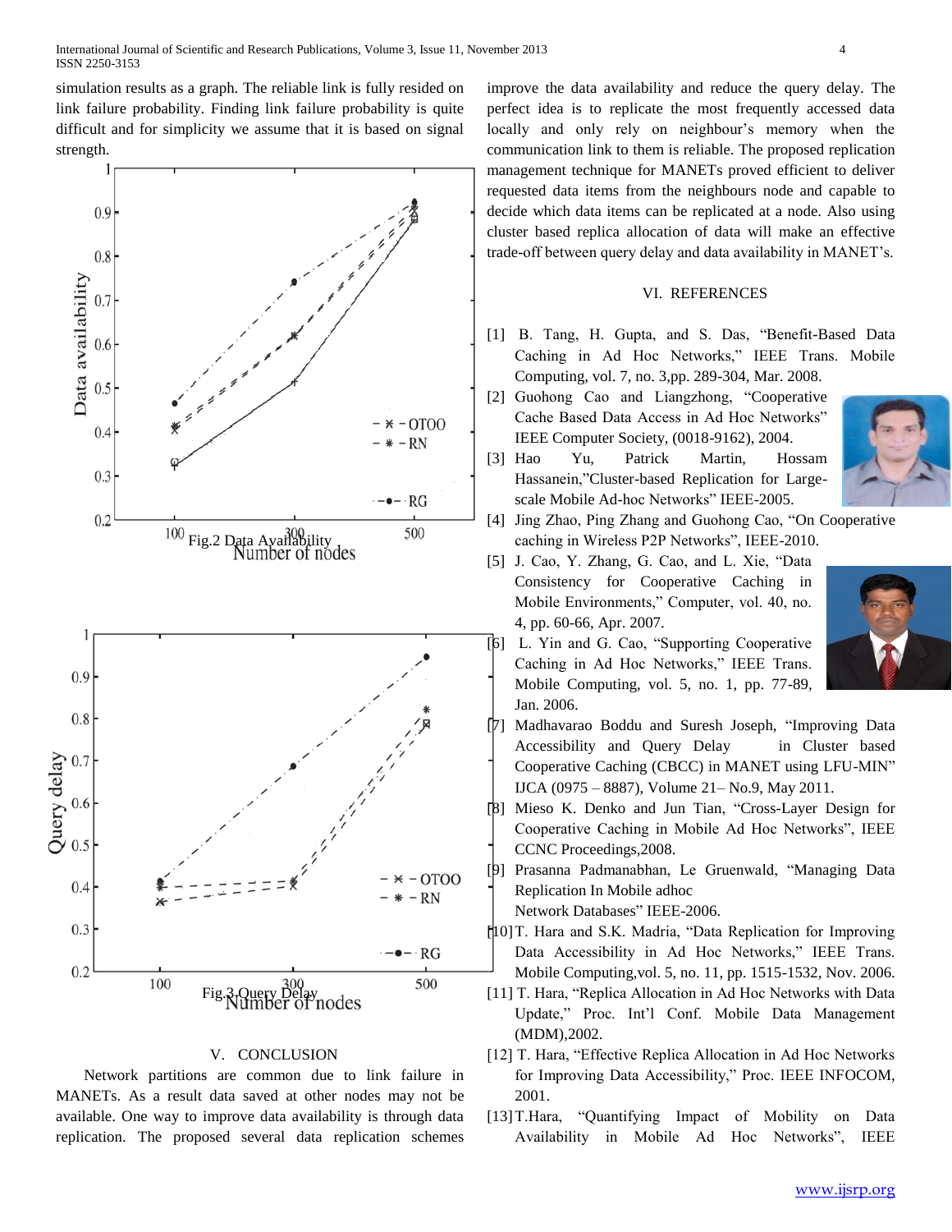simulation results as a graph. The reliable link is fully resided on link failure probability. Finding link failure probability is quite difficult and for simplicity we assume that it is based on signal strength.

Fig.2 Data Availability

Fig.3 Query Delay

## V. CONCLUSION

Network partitions are common due to link failure in MANETs. As a result data saved at other nodes may not be available. One way to improve data availability is through data replication. The proposed several data replication schemes improve the data availability and reduce the query delay. The perfect idea is to replicate the most frequently accessed data locally and only rely on neighbour's memory when the communication link to them is reliable. The proposed replication management technique for MANETs proved efficient to deliver requested data items from the neighbours node and capable to decide which data items can be replicated at a node. Also using cluster based replica allocation of data will make an effective trade-off between query delay and data availability in MANET's.

## VI. REFERENCES

[1] B. Tang, H. Gupta, and S. Das, "Benefit-Based Data Caching in Ad Hoc Networks," IEEE Trans. Mobile Computing, vol. 7, no. 3,pp. 289-304, Mar. 2008.

[2] Guohong Cao and Liangzhong, "Cooperative Cache Based Data Access in Ad Hoc Networks" IEEE Computer Society, (0018-9162), 2004.

[3] Hao Yu, Patrick Martin, Hossam Hassanein,"Cluster-based Replication for Large-scale Mobile Ad-hoc Networks" IEEE-2005.

[4] Jing Zhao, Ping Zhang and Guohong Cao, "On Cooperative caching in Wireless P2P Networks", IEEE-2010.

[5] J. Cao, Y. Zhang, G. Cao, and L. Xie, "Data Consistency for Cooperative Caching in Mobile Environments," Computer, vol. 40, no. 4, pp. 60-66, Apr. 2007.

[6] L. Yin and G. Cao, "Supporting Cooperative Caching in Ad Hoc Networks," IEEE Trans. Mobile Computing, vol. 5, no. 1, pp. 77-89, Jan. 2006.

[7] Madhavarao Boddu and Suresh Joseph, "Improving Data Accessibility and Query Delay in Cluster based Cooperative Caching (CBCC) in MANET using LFU-MIN" IJCA (0975 – 8887), Volume 21– No.9, May 2011.

[8] Mieso K. Denko and Jun Tian, "Cross-Layer Design for Cooperative Caching in Mobile Ad Hoc Networks", IEEE CCNC Proceedings,2008.

[9] Prasanna Padmanabhan, Le Gruenwald, "Managing Data Replication In Mobile adhoc Network Databases" IEEE-2006.

[10] T. Hara and S.K. Madria, "Data Replication for Improving Data Accessibility in Ad Hoc Networks," IEEE Trans. Mobile Computing,vol. 5, no. 11, pp. 1515-1532, Nov. 2006.

[11] T. Hara, "Replica Allocation in Ad Hoc Networks with Data Update," Proc. Int'l Conf. Mobile Data Management (MDM),2002.

[12] T. Hara, "Effective Replica Allocation in Ad Hoc Networks for Improving Data Accessibility," Proc. IEEE INFOCOM, 2001.

[13] T.Hara, "Quantifying Impact of Mobility on Data Availability in Mobile Ad Hoc Networks", IEEE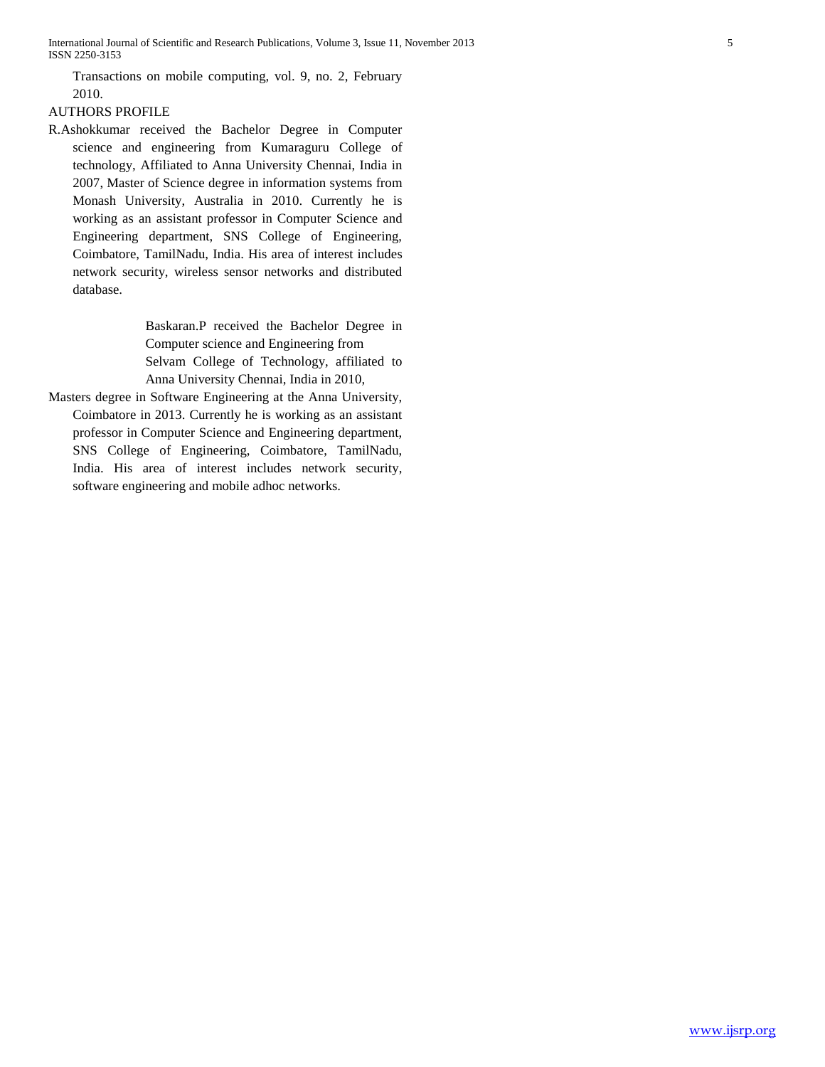Transactions on mobile computing, vol. 9, no. 2, February 2010.

AUTHORS PROFILE

R.Ashokkumar received the Bachelor Degree in Computer science and engineering from Kumaraguru College of technology, Affiliated to Anna University Chennai, India in 2007, Master of Science degree in information systems from Monash University, Australia in 2010. Currently he is working as an assistant professor in Computer Science and Engineering department, SNS College of Engineering, Coimbatore, TamilNadu, India. His area of interest includes network security, wireless sensor networks and distributed database.

Baskaran.P received the Bachelor Degree in Computer science and Engineering from Selvam College of Technology, affiliated to Anna University Chennai, India in 2010, Masters degree in Software Engineering at the Anna University, Coimbatore in 2013. Currently he is working as an assistant professor in Computer Science and Engineering department, SNS College of Engineering, Coimbatore, TamilNadu, India. His area of interest includes network security, software engineering and mobile adhoc networks.